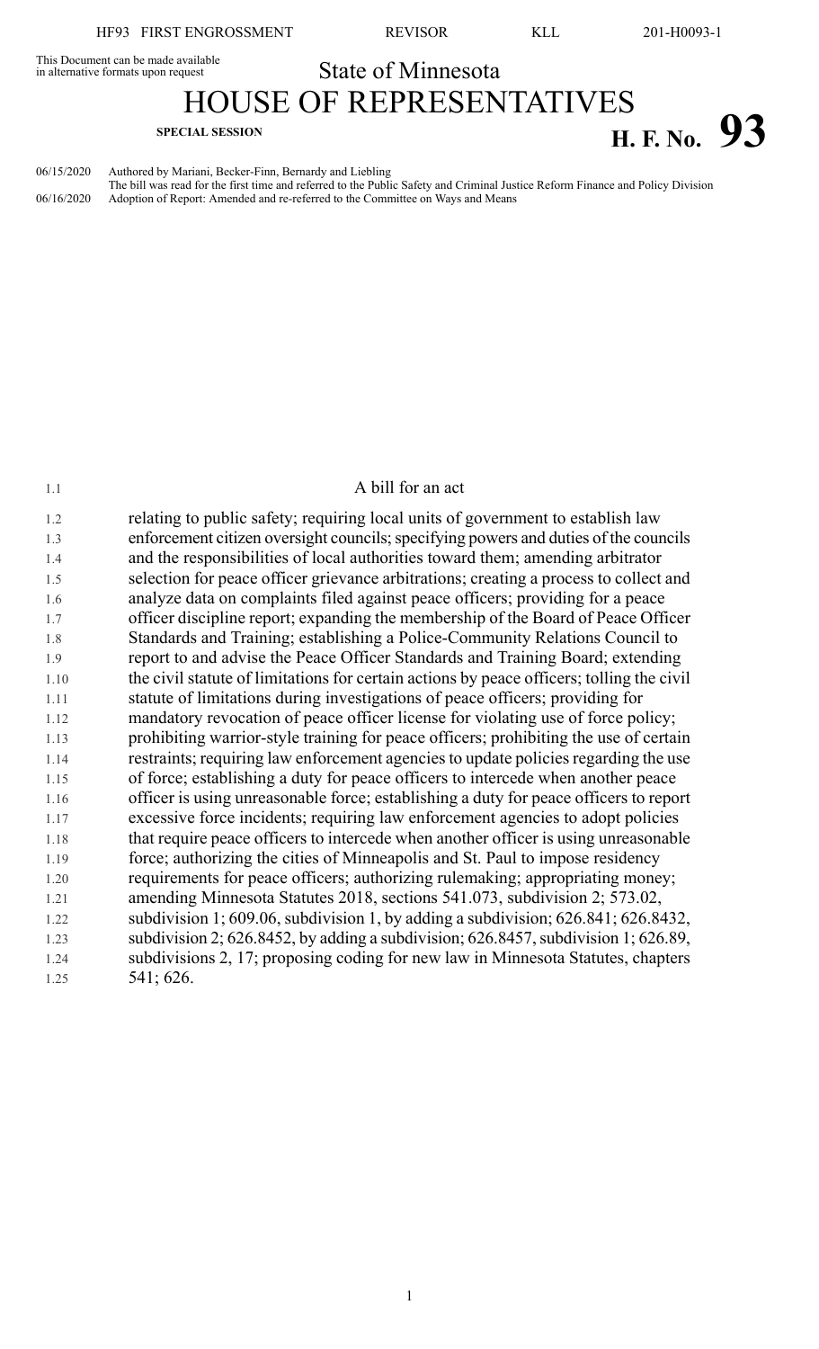This Document can be made available in alternative formats upon request

State of Minnesota

# HOUSE OF REPRESENTATIVES

**SPECIAL SESSION**

# H. F. No. 93

06/15/2020 Authored by Mariani, Becker-Finn, Bernardy and Liebling
The bill was read for the first time and referred to the Public Safety and Criminal Justice Reform Finance and Policy Division
06/16/2020 Adoption of Report: Amended and re-referred to the Committee on Ways and Means

A bill for an act

relating to public safety; requiring local units of government to establish law enforcement citizen oversight councils; specifying powers and duties of the councils and the responsibilities of local authorities toward them; amending arbitrator selection for peace officer grievance arbitrations; creating a process to collect and analyze data on complaints filed against peace officers; providing for a peace officer discipline report; expanding the membership of the Board of Peace Officer Standards and Training; establishing a Police-Community Relations Council to report to and advise the Peace Officer Standards and Training Board; extending the civil statute of limitations for certain actions by peace officers; tolling the civil statute of limitations during investigations of peace officers; providing for mandatory revocation of peace officer license for violating use of force policy; prohibiting warrior-style training for peace officers; prohibiting the use of certain restraints; requiring law enforcement agencies to update policies regarding the use of force; establishing a duty for peace officers to intercede when another peace officer is using unreasonable force; establishing a duty for peace officers to report excessive force incidents; requiring law enforcement agencies to adopt policies that require peace officers to intercede when another officer is using unreasonable force; authorizing the cities of Minneapolis and St. Paul to impose residency requirements for peace officers; authorizing rulemaking; appropriating money; amending Minnesota Statutes 2018, sections 541.073, subdivision 2; 573.02, subdivision 1; 609.06, subdivision 1, by adding a subdivision; 626.841; 626.8432, subdivision 2; 626.8452, by adding a subdivision; 626.8457, subdivision 1; 626.89, subdivisions 2, 17; proposing coding for new law in Minnesota Statutes, chapters 541; 626.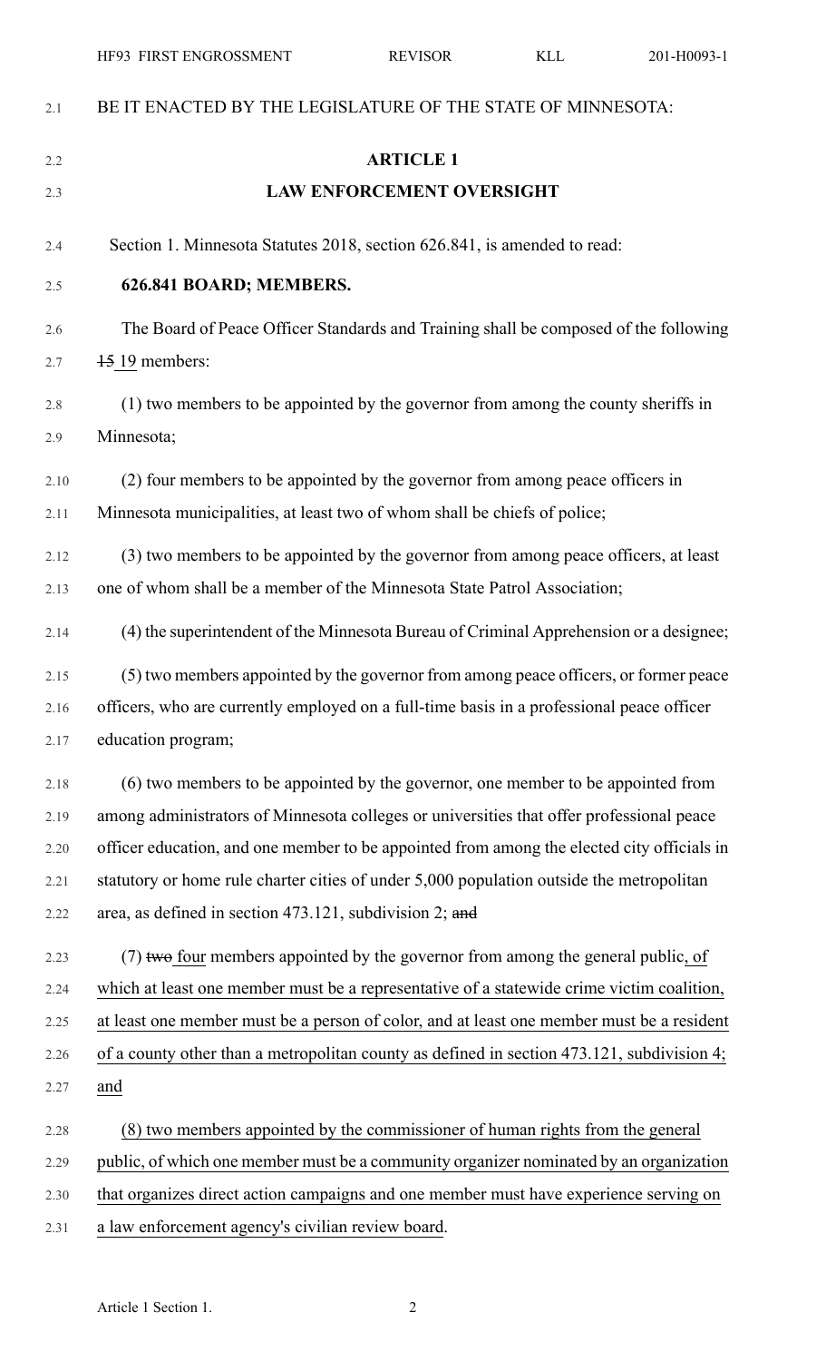BE IT ENACTED BY THE LEGISLATURE OF THE STATE OF MINNESOTA:

## ARTICLE 1
## LAW ENFORCEMENT OVERSIGHT

Section 1. Minnesota Statutes 2018, section 626.841, is amended to read:

**626.841 BOARD; MEMBERS.**

The Board of Peace Officer Standards and Training shall be composed of the following ~~15~~ 19 members:

(1) two members to be appointed by the governor from among the county sheriffs in Minnesota;

(2) four members to be appointed by the governor from among peace officers in Minnesota municipalities, at least two of whom shall be chiefs of police;

(3) two members to be appointed by the governor from among peace officers, at least one of whom shall be a member of the Minnesota State Patrol Association;

(4) the superintendent of the Minnesota Bureau of Criminal Apprehension or a designee;

(5) two members appointed by the governor from among peace officers, or former peace officers, who are currently employed on a full-time basis in a professional peace officer education program;

(6) two members to be appointed by the governor, one member to be appointed from among administrators of Minnesota colleges or universities that offer professional peace officer education, and one member to be appointed from among the elected city officials in statutory or home rule charter cities of under 5,000 population outside the metropolitan area, as defined in section 473.121, subdivision 2; ~~and~~

(7) ~~two~~ four members appointed by the governor from among the general public, of which at least one member must be a representative of a statewide crime victim coalition, at least one member must be a person of color, and at least one member must be a resident of a county other than a metropolitan county as defined in section 473.121, subdivision 4; and

(8) two members appointed by the commissioner of human rights from the general public, of which one member must be a community organizer nominated by an organization that organizes direct action campaigns and one member must have experience serving on a law enforcement agency's civilian review board.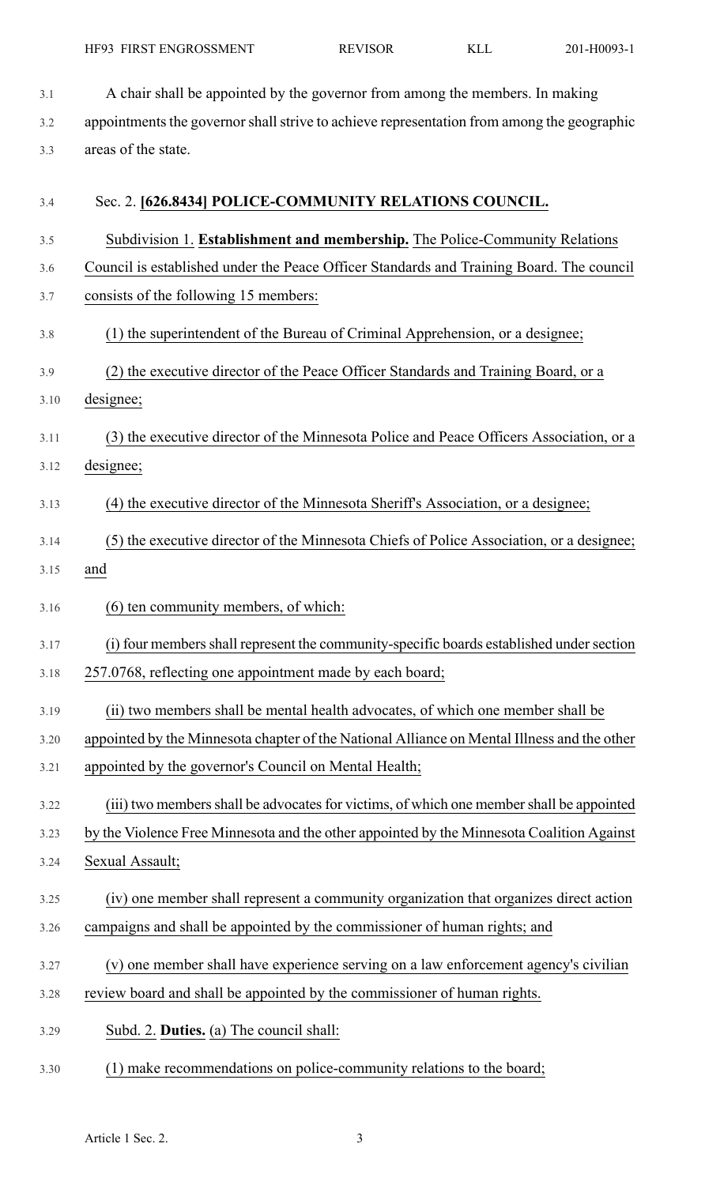A chair shall be appointed by the governor from among the members. In making appointments the governor shall strive to achieve representation from among the geographic areas of the state.

Sec. 2. **[626.8434] POLICE-COMMUNITY RELATIONS COUNCIL.**

Subdivision 1. **Establishment and membership.** The Police-Community Relations Council is established under the Peace Officer Standards and Training Board. The council consists of the following 15 members:

(1) the superintendent of the Bureau of Criminal Apprehension, or a designee;

(2) the executive director of the Peace Officer Standards and Training Board, or a designee;

(3) the executive director of the Minnesota Police and Peace Officers Association, or a designee;

(4) the executive director of the Minnesota Sheriff's Association, or a designee;

(5) the executive director of the Minnesota Chiefs of Police Association, or a designee; and

(6) ten community members, of which:

(i) four members shall represent the community-specific boards established under section 257.0768, reflecting one appointment made by each board;

(ii) two members shall be mental health advocates, of which one member shall be appointed by the Minnesota chapter of the National Alliance on Mental Illness and the other appointed by the governor's Council on Mental Health;

(iii) two members shall be advocates for victims, of which one member shall be appointed by the Violence Free Minnesota and the other appointed by the Minnesota Coalition Against Sexual Assault;

(iv) one member shall represent a community organization that organizes direct action campaigns and shall be appointed by the commissioner of human rights; and

(v) one member shall have experience serving on a law enforcement agency's civilian review board and shall be appointed by the commissioner of human rights.

Subd. 2. **Duties.** (a) The council shall:

(1) make recommendations on police-community relations to the board;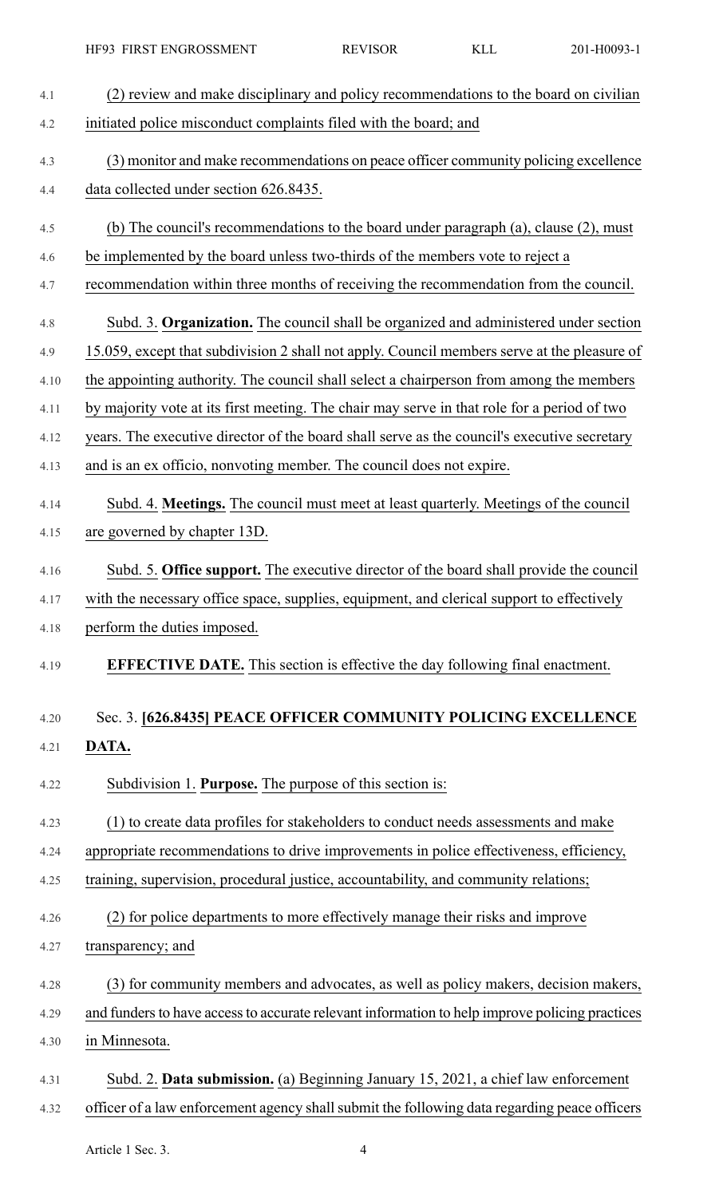(2) review and make disciplinary and policy recommendations to the board on civilian initiated police misconduct complaints filed with the board; and

(3) monitor and make recommendations on peace officer community policing excellence data collected under section 626.8435.

(b) The council's recommendations to the board under paragraph (a), clause (2), must be implemented by the board unless two-thirds of the members vote to reject a recommendation within three months of receiving the recommendation from the council.

Subd. 3. **Organization.** The council shall be organized and administered under section 15.059, except that subdivision 2 shall not apply. Council members serve at the pleasure of the appointing authority. The council shall select a chairperson from among the members by majority vote at its first meeting. The chair may serve in that role for a period of two years. The executive director of the board shall serve as the council's executive secretary and is an ex officio, nonvoting member. The council does not expire.

Subd. 4. **Meetings.** The council must meet at least quarterly. Meetings of the council are governed by chapter 13D.

Subd. 5. **Office support.** The executive director of the board shall provide the council with the necessary office space, supplies, equipment, and clerical support to effectively perform the duties imposed.

**EFFECTIVE DATE.** This section is effective the day following final enactment.

Sec. 3. **[626.8435] PEACE OFFICER COMMUNITY POLICING EXCELLENCE DATA.**

Subdivision 1. **Purpose.** The purpose of this section is:

(1) to create data profiles for stakeholders to conduct needs assessments and make appropriate recommendations to drive improvements in police effectiveness, efficiency, training, supervision, procedural justice, accountability, and community relations;

(2) for police departments to more effectively manage their risks and improve transparency; and

(3) for community members and advocates, as well as policy makers, decision makers, and funders to have access to accurate relevant information to help improve policing practices in Minnesota.

Subd. 2. **Data submission.** (a) Beginning January 15, 2021, a chief law enforcement officer of a law enforcement agency shall submit the following data regarding peace officers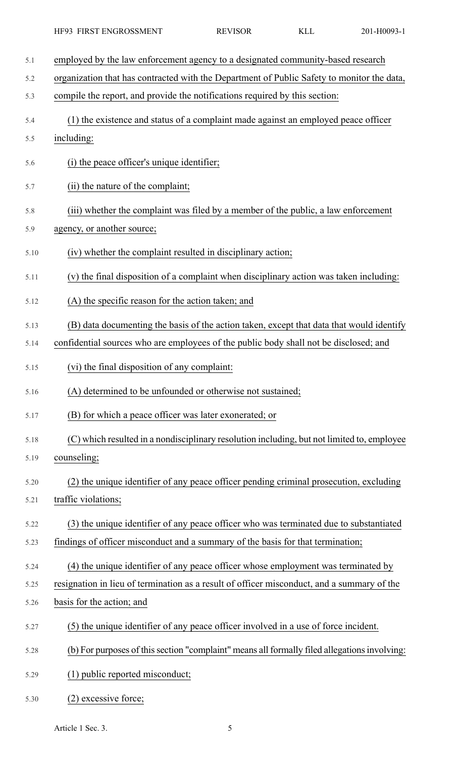employed by the law enforcement agency to a designated community-based research organization that has contracted with the Department of Public Safety to monitor the data, compile the report, and provide the notifications required by this section:

(1) the existence and status of a complaint made against an employed peace officer including:

(i) the peace officer's unique identifier;

(ii) the nature of the complaint;

(iii) whether the complaint was filed by a member of the public, a law enforcement agency, or another source;

(iv) whether the complaint resulted in disciplinary action;

(v) the final disposition of a complaint when disciplinary action was taken including:

(A) the specific reason for the action taken; and

(B) data documenting the basis of the action taken, except that data that would identify confidential sources who are employees of the public body shall not be disclosed; and

(vi) the final disposition of any complaint:

(A) determined to be unfounded or otherwise not sustained;

(B) for which a peace officer was later exonerated; or

(C) which resulted in a nondisciplinary resolution including, but not limited to, employee counseling;

(2) the unique identifier of any peace officer pending criminal prosecution, excluding traffic violations;

(3) the unique identifier of any peace officer who was terminated due to substantiated findings of officer misconduct and a summary of the basis for that termination;

(4) the unique identifier of any peace officer whose employment was terminated by resignation in lieu of termination as a result of officer misconduct, and a summary of the basis for the action; and

(5) the unique identifier of any peace officer involved in a use of force incident.

(b) For purposes of this section "complaint" means all formally filed allegations involving:

(1) public reported misconduct;

(2) excessive force;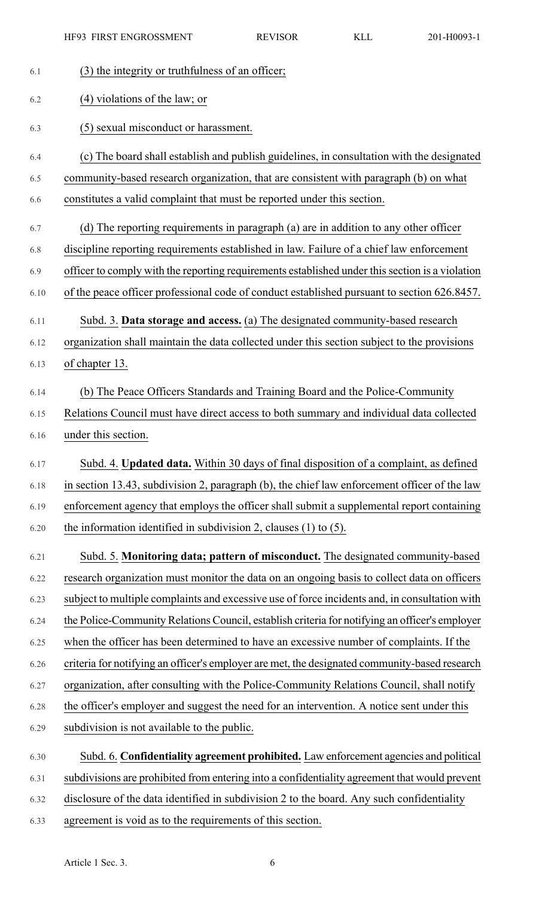(3) the integrity or truthfulness of an officer;

(4) violations of the law; or

(5) sexual misconduct or harassment.

(c) The board shall establish and publish guidelines, in consultation with the designated community-based research organization, that are consistent with paragraph (b) on what constitutes a valid complaint that must be reported under this section.

(d) The reporting requirements in paragraph (a) are in addition to any other officer discipline reporting requirements established in law. Failure of a chief law enforcement officer to comply with the reporting requirements established under this section is a violation of the peace officer professional code of conduct established pursuant to section 626.8457.

Subd. 3. **Data storage and access.** (a) The designated community-based research organization shall maintain the data collected under this section subject to the provisions of chapter 13.

(b) The Peace Officers Standards and Training Board and the Police-Community Relations Council must have direct access to both summary and individual data collected under this section.

Subd. 4. **Updated data.** Within 30 days of final disposition of a complaint, as defined in section 13.43, subdivision 2, paragraph (b), the chief law enforcement officer of the law enforcement agency that employs the officer shall submit a supplemental report containing the information identified in subdivision 2, clauses (1) to (5).

Subd. 5. **Monitoring data; pattern of misconduct.** The designated community-based research organization must monitor the data on an ongoing basis to collect data on officers subject to multiple complaints and excessive use of force incidents and, in consultation with the Police-Community Relations Council, establish criteria for notifying an officer's employer when the officer has been determined to have an excessive number of complaints. If the criteria for notifying an officer's employer are met, the designated community-based research organization, after consulting with the Police-Community Relations Council, shall notify the officer's employer and suggest the need for an intervention. A notice sent under this subdivision is not available to the public.

Subd. 6. **Confidentiality agreement prohibited.** Law enforcement agencies and political subdivisions are prohibited from entering into a confidentiality agreement that would prevent disclosure of the data identified in subdivision 2 to the board. Any such confidentiality agreement is void as to the requirements of this section.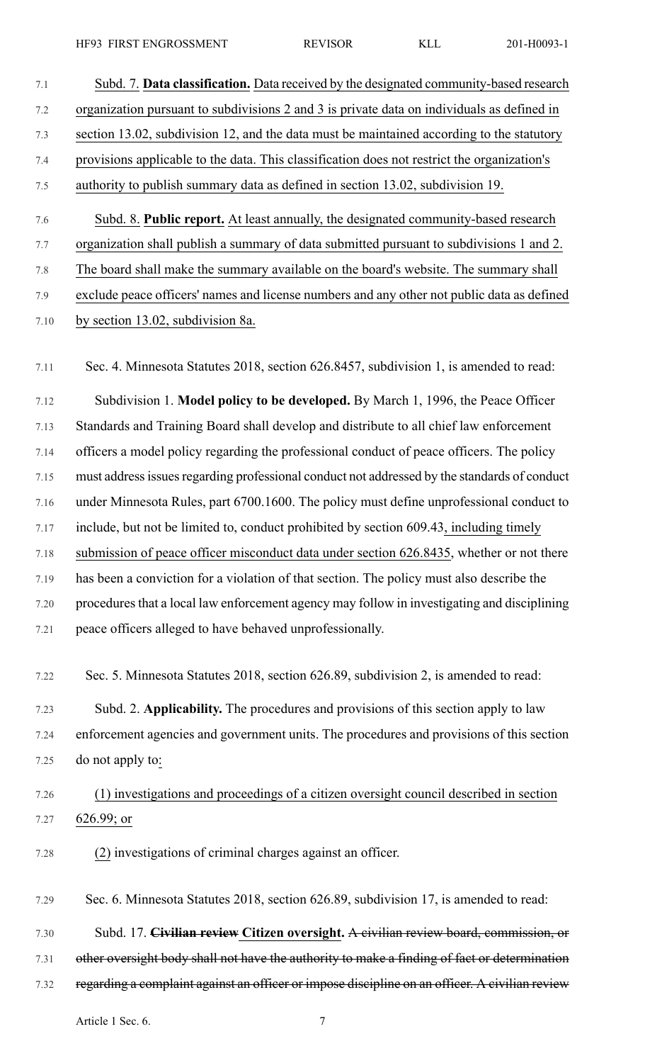Subd. 7. **Data classification.** Data received by the designated community-based research organization pursuant to subdivisions 2 and 3 is private data on individuals as defined in section 13.02, subdivision 12, and the data must be maintained according to the statutory provisions applicable to the data. This classification does not restrict the organization's authority to publish summary data as defined in section 13.02, subdivision 19.

Subd. 8. **Public report.** At least annually, the designated community-based research organization shall publish a summary of data submitted pursuant to subdivisions 1 and 2. The board shall make the summary available on the board's website. The summary shall exclude peace officers' names and license numbers and any other not public data as defined by section 13.02, subdivision 8a.

Sec. 4. Minnesota Statutes 2018, section 626.8457, subdivision 1, is amended to read:

Subdivision 1. **Model policy to be developed.** By March 1, 1996, the Peace Officer Standards and Training Board shall develop and distribute to all chief law enforcement officers a model policy regarding the professional conduct of peace officers. The policy must address issues regarding professional conduct not addressed by the standards of conduct under Minnesota Rules, part 6700.1600. The policy must define unprofessional conduct to include, but not be limited to, conduct prohibited by section 609.43, including timely submission of peace officer misconduct data under section 626.8435, whether or not there has been a conviction for a violation of that section. The policy must also describe the procedures that a local law enforcement agency may follow in investigating and disciplining peace officers alleged to have behaved unprofessionally.

Sec. 5. Minnesota Statutes 2018, section 626.89, subdivision 2, is amended to read:

Subd. 2. **Applicability.** The procedures and provisions of this section apply to law enforcement agencies and government units. The procedures and provisions of this section do not apply to:

(1) investigations and proceedings of a citizen oversight council described in section 626.99; or

(2) investigations of criminal charges against an officer.

Sec. 6. Minnesota Statutes 2018, section 626.89, subdivision 17, is amended to read:

Subd. 17. ~~**Civilian review**~~ **Citizen oversight.** ~~A civilian review board, commission, or other oversight body shall not have the authority to make a finding of fact or determination regarding a complaint against an officer or impose discipline on an officer. A civilian review~~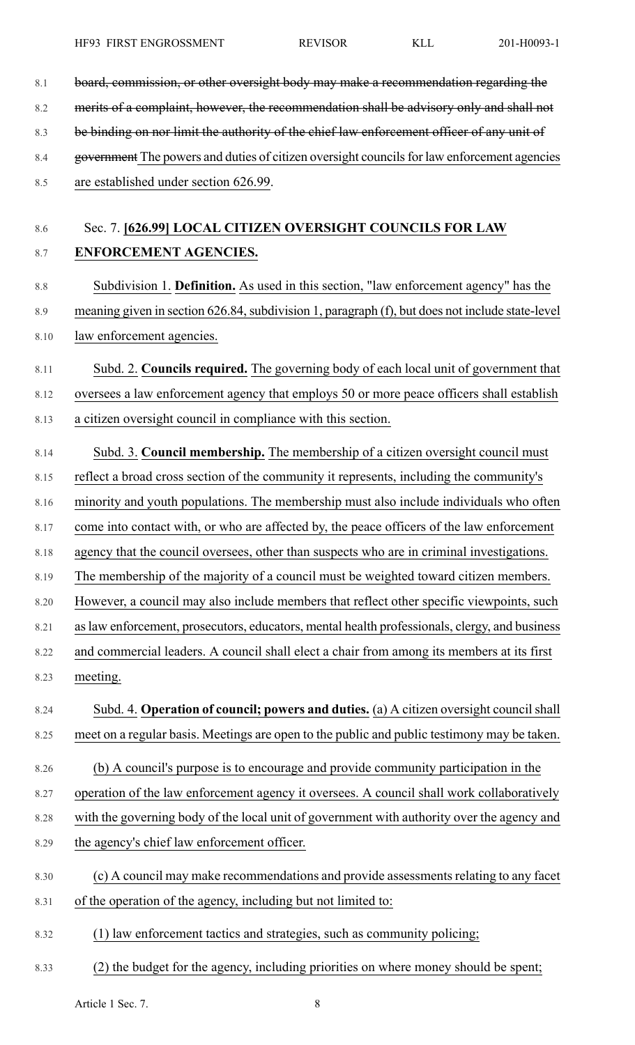~~board, commission, or other oversight body may make a recommendation regarding the merits of a complaint, however, the recommendation shall be advisory only and shall not be binding on nor limit the authority of the chief law enforcement officer of any unit of government~~ The powers and duties of citizen oversight councils for law enforcement agencies are established under section 626.99.

Sec. 7. **[626.99] LOCAL CITIZEN OVERSIGHT COUNCILS FOR LAW ENFORCEMENT AGENCIES.**

Subdivision 1. **Definition.** As used in this section, "law enforcement agency" has the meaning given in section 626.84, subdivision 1, paragraph (f), but does not include state-level law enforcement agencies.

Subd. 2. **Councils required.** The governing body of each local unit of government that oversees a law enforcement agency that employs 50 or more peace officers shall establish a citizen oversight council in compliance with this section.

Subd. 3. **Council membership.** The membership of a citizen oversight council must reflect a broad cross section of the community it represents, including the community's minority and youth populations. The membership must also include individuals who often come into contact with, or who are affected by, the peace officers of the law enforcement agency that the council oversees, other than suspects who are in criminal investigations. The membership of the majority of a council must be weighted toward citizen members. However, a council may also include members that reflect other specific viewpoints, such as law enforcement, prosecutors, educators, mental health professionals, clergy, and business and commercial leaders. A council shall elect a chair from among its members at its first meeting.

Subd. 4. **Operation of council; powers and duties.** (a) A citizen oversight council shall meet on a regular basis. Meetings are open to the public and public testimony may be taken.

(b) A council's purpose is to encourage and provide community participation in the operation of the law enforcement agency it oversees. A council shall work collaboratively with the governing body of the local unit of government with authority over the agency and the agency's chief law enforcement officer.

(c) A council may make recommendations and provide assessments relating to any facet of the operation of the agency, including but not limited to:

(1) law enforcement tactics and strategies, such as community policing;

(2) the budget for the agency, including priorities on where money should be spent;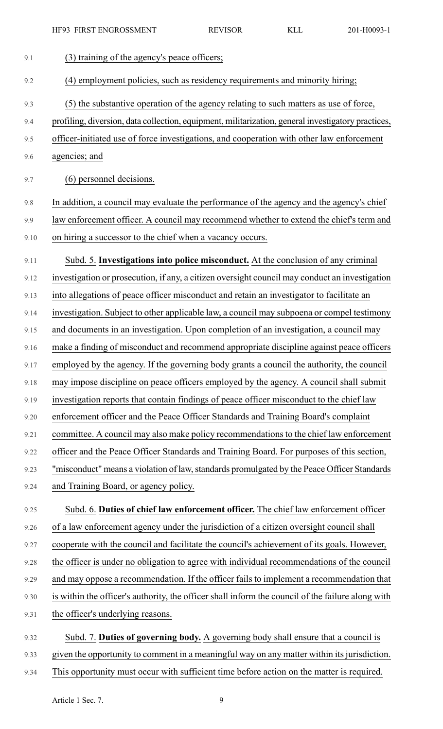(3) training of the agency's peace officers;

(4) employment policies, such as residency requirements and minority hiring;

(5) the substantive operation of the agency relating to such matters as use of force, profiling, diversion, data collection, equipment, militarization, general investigatory practices, officer-initiated use of force investigations, and cooperation with other law enforcement agencies; and

(6) personnel decisions.

In addition, a council may evaluate the performance of the agency and the agency's chief law enforcement officer. A council may recommend whether to extend the chief's term and on hiring a successor to the chief when a vacancy occurs.

Subd. 5. **Investigations into police misconduct.** At the conclusion of any criminal investigation or prosecution, if any, a citizen oversight council may conduct an investigation into allegations of peace officer misconduct and retain an investigator to facilitate an investigation. Subject to other applicable law, a council may subpoena or compel testimony and documents in an investigation. Upon completion of an investigation, a council may make a finding of misconduct and recommend appropriate discipline against peace officers employed by the agency. If the governing body grants a council the authority, the council may impose discipline on peace officers employed by the agency. A council shall submit investigation reports that contain findings of peace officer misconduct to the chief law enforcement officer and the Peace Officer Standards and Training Board's complaint committee. A council may also make policy recommendations to the chief law enforcement officer and the Peace Officer Standards and Training Board. For purposes of this section, "misconduct" means a violation of law, standards promulgated by the Peace Officer Standards and Training Board, or agency policy.

Subd. 6. **Duties of chief law enforcement officer.** The chief law enforcement officer of a law enforcement agency under the jurisdiction of a citizen oversight council shall cooperate with the council and facilitate the council's achievement of its goals. However, the officer is under no obligation to agree with individual recommendations of the council and may oppose a recommendation. If the officer fails to implement a recommendation that is within the officer's authority, the officer shall inform the council of the failure along with the officer's underlying reasons.

Subd. 7. **Duties of governing body.** A governing body shall ensure that a council is given the opportunity to comment in a meaningful way on any matter within its jurisdiction. This opportunity must occur with sufficient time before action on the matter is required.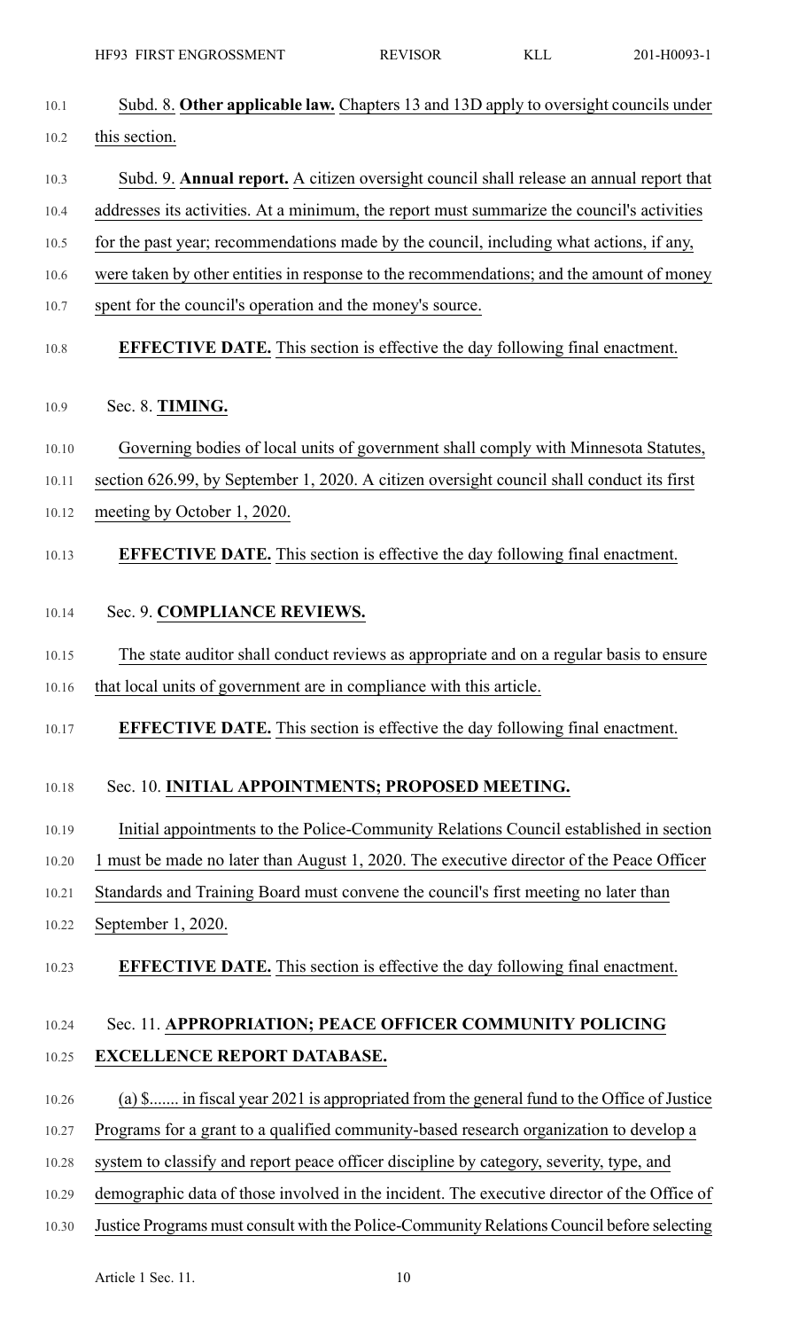Subd. 8. **Other applicable law.** Chapters 13 and 13D apply to oversight councils under this section.

Subd. 9. **Annual report.** A citizen oversight council shall release an annual report that addresses its activities. At a minimum, the report must summarize the council's activities for the past year; recommendations made by the council, including what actions, if any, were taken by other entities in response to the recommendations; and the amount of money spent for the council's operation and the money's source.

**EFFECTIVE DATE.** This section is effective the day following final enactment.

Sec. 8. **TIMING.**

Governing bodies of local units of government shall comply with Minnesota Statutes, section 626.99, by September 1, 2020. A citizen oversight council shall conduct its first meeting by October 1, 2020.

**EFFECTIVE DATE.** This section is effective the day following final enactment.

Sec. 9. **COMPLIANCE REVIEWS.**

The state auditor shall conduct reviews as appropriate and on a regular basis to ensure that local units of government are in compliance with this article.

**EFFECTIVE DATE.** This section is effective the day following final enactment.

Sec. 10. **INITIAL APPOINTMENTS; PROPOSED MEETING.**

Initial appointments to the Police-Community Relations Council established in section 1 must be made no later than August 1, 2020. The executive director of the Peace Officer Standards and Training Board must convene the council's first meeting no later than September 1, 2020.

**EFFECTIVE DATE.** This section is effective the day following final enactment.

Sec. 11. **APPROPRIATION; PEACE OFFICER COMMUNITY POLICING EXCELLENCE REPORT DATABASE.**

(a) $....... in fiscal year 2021 is appropriated from the general fund to the Office of Justice Programs for a grant to a qualified community-based research organization to develop a system to classify and report peace officer discipline by category, severity, type, and demographic data of those involved in the incident. The executive director of the Office of Justice Programs must consult with the Police-Community Relations Council before selecting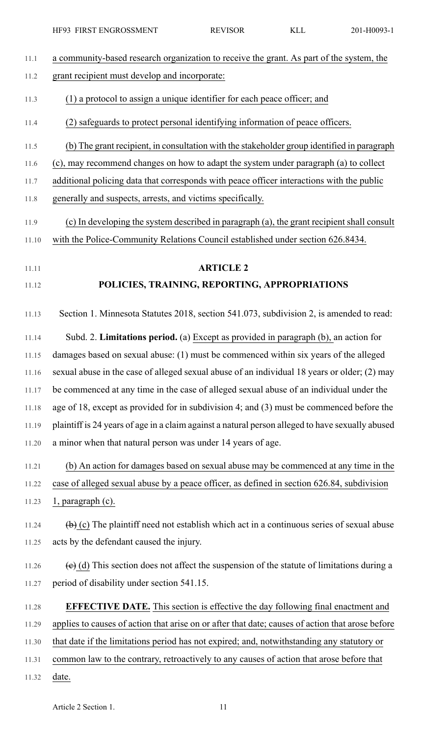a community-based research organization to receive the grant. As part of the system, the grant recipient must develop and incorporate:

(1) a protocol to assign a unique identifier for each peace officer; and

(2) safeguards to protect personal identifying information of peace officers.

(b) The grant recipient, in consultation with the stakeholder group identified in paragraph (c), may recommend changes on how to adapt the system under paragraph (a) to collect additional policing data that corresponds with peace officer interactions with the public generally and suspects, arrests, and victims specifically.

(c) In developing the system described in paragraph (a), the grant recipient shall consult with the Police-Community Relations Council established under section 626.8434.

## ARTICLE 2

## POLICIES, TRAINING, REPORTING, APPROPRIATIONS

Section 1. Minnesota Statutes 2018, section 541.073, subdivision 2, is amended to read:

Subd. 2. **Limitations period.** (a) Except as provided in paragraph (b), an action for damages based on sexual abuse: (1) must be commenced within six years of the alleged sexual abuse in the case of alleged sexual abuse of an individual 18 years or older; (2) may be commenced at any time in the case of alleged sexual abuse of an individual under the age of 18, except as provided for in subdivision 4; and (3) must be commenced before the plaintiff is 24 years of age in a claim against a natural person alleged to have sexually abused a minor when that natural person was under 14 years of age.

(b) An action for damages based on sexual abuse may be commenced at any time in the case of alleged sexual abuse by a peace officer, as defined in section 626.84, subdivision 1, paragraph (c).

~~(b)~~ (c) The plaintiff need not establish which act in a continuous series of sexual abuse acts by the defendant caused the injury.

~~(c)~~ (d) This section does not affect the suspension of the statute of limitations during a period of disability under section 541.15.

**EFFECTIVE DATE.** This section is effective the day following final enactment and applies to causes of action that arise on or after that date; causes of action that arose before that date if the limitations period has not expired; and, notwithstanding any statutory or common law to the contrary, retroactively to any causes of action that arose before that date.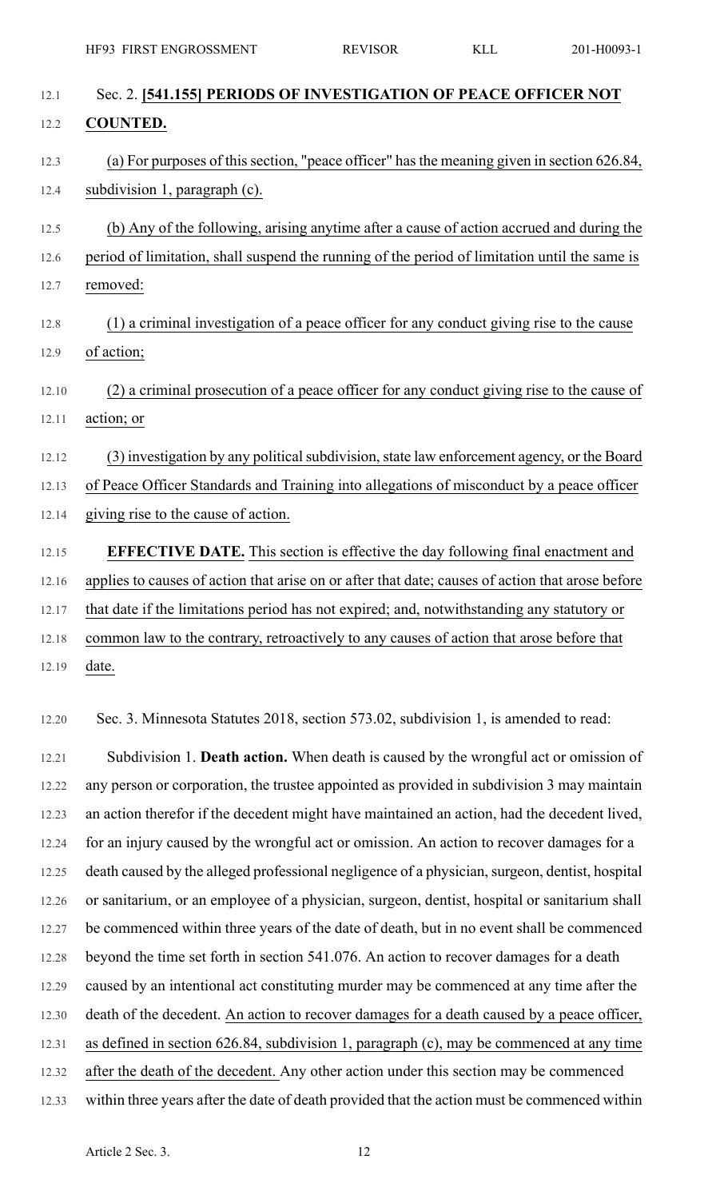Sec. 2. **[541.155] PERIODS OF INVESTIGATION OF PEACE OFFICER NOT COUNTED.**

(a) For purposes of this section, "peace officer" has the meaning given in section 626.84, subdivision 1, paragraph (c).

(b) Any of the following, arising anytime after a cause of action accrued and during the period of limitation, shall suspend the running of the period of limitation until the same is removed:

(1) a criminal investigation of a peace officer for any conduct giving rise to the cause of action;

(2) a criminal prosecution of a peace officer for any conduct giving rise to the cause of action; or

(3) investigation by any political subdivision, state law enforcement agency, or the Board of Peace Officer Standards and Training into allegations of misconduct by a peace officer giving rise to the cause of action.

**EFFECTIVE DATE.** This section is effective the day following final enactment and applies to causes of action that arise on or after that date; causes of action that arose before that date if the limitations period has not expired; and, notwithstanding any statutory or common law to the contrary, retroactively to any causes of action that arose before that date.

Sec. 3. Minnesota Statutes 2018, section 573.02, subdivision 1, is amended to read:

Subdivision 1. **Death action.** When death is caused by the wrongful act or omission of any person or corporation, the trustee appointed as provided in subdivision 3 may maintain an action therefor if the decedent might have maintained an action, had the decedent lived, for an injury caused by the wrongful act or omission. An action to recover damages for a death caused by the alleged professional negligence of a physician, surgeon, dentist, hospital or sanitarium, or an employee of a physician, surgeon, dentist, hospital or sanitarium shall be commenced within three years of the date of death, but in no event shall be commenced beyond the time set forth in section 541.076. An action to recover damages for a death caused by an intentional act constituting murder may be commenced at any time after the death of the decedent. An action to recover damages for a death caused by a peace officer, as defined in section 626.84, subdivision 1, paragraph (c), may be commenced at any time after the death of the decedent. Any other action under this section may be commenced within three years after the date of death provided that the action must be commenced within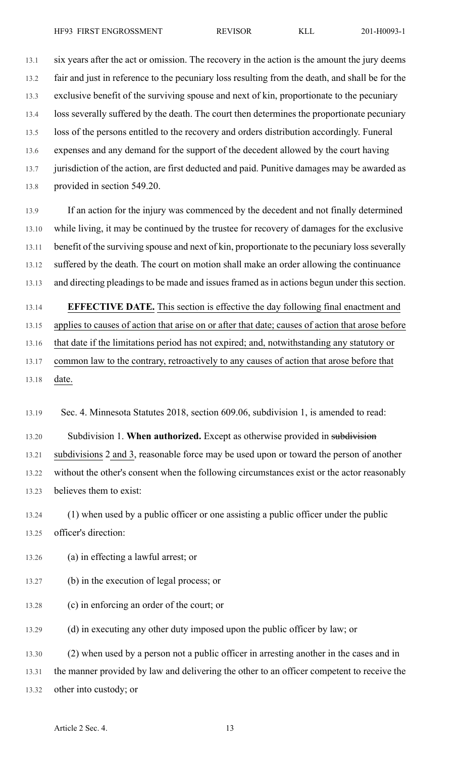six years after the act or omission. The recovery in the action is the amount the jury deems fair and just in reference to the pecuniary loss resulting from the death, and shall be for the exclusive benefit of the surviving spouse and next of kin, proportionate to the pecuniary loss severally suffered by the death. The court then determines the proportionate pecuniary loss of the persons entitled to the recovery and orders distribution accordingly. Funeral expenses and any demand for the support of the decedent allowed by the court having jurisdiction of the action, are first deducted and paid. Punitive damages may be awarded as provided in section 549.20.

If an action for the injury was commenced by the decedent and not finally determined while living, it may be continued by the trustee for recovery of damages for the exclusive benefit of the surviving spouse and next of kin, proportionate to the pecuniary loss severally suffered by the death. The court on motion shall make an order allowing the continuance and directing pleadings to be made and issues framed as in actions begun under this section.

**EFFECTIVE DATE.** This section is effective the day following final enactment and applies to causes of action that arise on or after that date; causes of action that arose before that date if the limitations period has not expired; and, notwithstanding any statutory or common law to the contrary, retroactively to any causes of action that arose before that date.

Sec. 4. Minnesota Statutes 2018, section 609.06, subdivision 1, is amended to read:

Subdivision 1. **When authorized.** Except as otherwise provided in ~~subdivision~~ subdivisions 2 and 3, reasonable force may be used upon or toward the person of another without the other's consent when the following circumstances exist or the actor reasonably believes them to exist:

(1) when used by a public officer or one assisting a public officer under the public officer's direction:

(a) in effecting a lawful arrest; or

(b) in the execution of legal process; or

(c) in enforcing an order of the court; or

(d) in executing any other duty imposed upon the public officer by law; or

(2) when used by a person not a public officer in arresting another in the cases and in the manner provided by law and delivering the other to an officer competent to receive the other into custody; or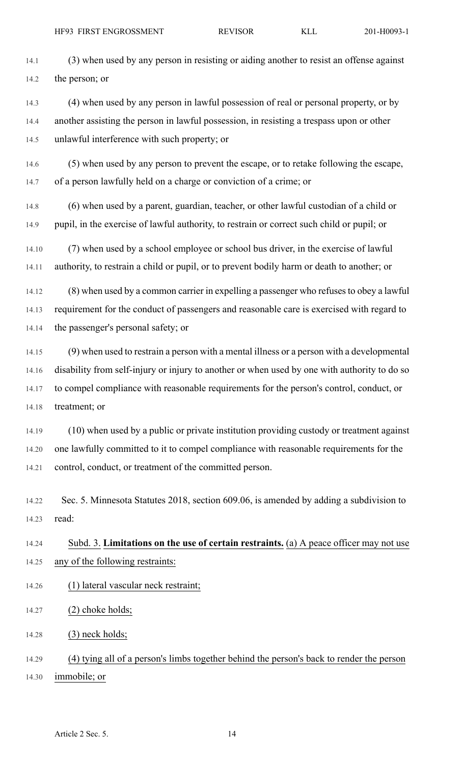(3) when used by any person in resisting or aiding another to resist an offense against the person; or

(4) when used by any person in lawful possession of real or personal property, or by another assisting the person in lawful possession, in resisting a trespass upon or other unlawful interference with such property; or

(5) when used by any person to prevent the escape, or to retake following the escape, of a person lawfully held on a charge or conviction of a crime; or

(6) when used by a parent, guardian, teacher, or other lawful custodian of a child or pupil, in the exercise of lawful authority, to restrain or correct such child or pupil; or

(7) when used by a school employee or school bus driver, in the exercise of lawful authority, to restrain a child or pupil, or to prevent bodily harm or death to another; or

(8) when used by a common carrier in expelling a passenger who refuses to obey a lawful requirement for the conduct of passengers and reasonable care is exercised with regard to the passenger's personal safety; or

(9) when used to restrain a person with a mental illness or a person with a developmental disability from self-injury or injury to another or when used by one with authority to do so to compel compliance with reasonable requirements for the person's control, conduct, or treatment; or

(10) when used by a public or private institution providing custody or treatment against one lawfully committed to it to compel compliance with reasonable requirements for the control, conduct, or treatment of the committed person.

Sec. 5. Minnesota Statutes 2018, section 609.06, is amended by adding a subdivision to read:

<u>Subd. 3. **Limitations on the use of certain restraints.** (a) A peace officer may not use any of the following restraints:</u>

<u>(1) lateral vascular neck restraint;</u>

<u>(2) choke holds;</u>

<u>(3) neck holds;</u>

<u>(4) tying all of a person's limbs together behind the person's back to render the person immobile; or</u>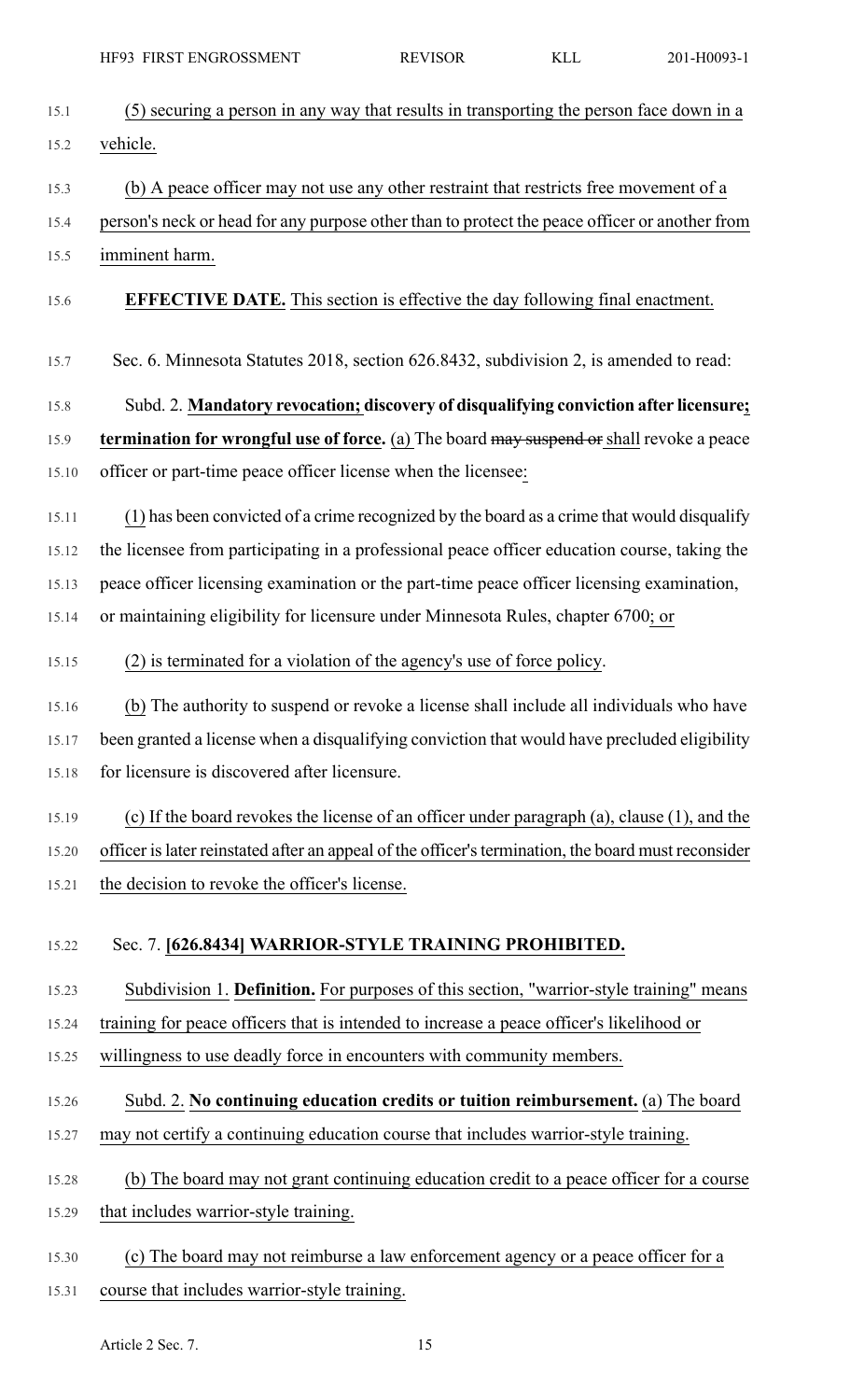(5) securing a person in any way that results in transporting the person face down in a vehicle.

(b) A peace officer may not use any other restraint that restricts free movement of a person's neck or head for any purpose other than to protect the peace officer or another from imminent harm.

**EFFECTIVE DATE.** This section is effective the day following final enactment.

Sec. 6. Minnesota Statutes 2018, section 626.8432, subdivision 2, is amended to read:

Subd. 2. **Mandatory revocation; discovery of disqualifying conviction after licensure; termination for wrongful use of force.** (a) The board ~~may suspend or~~ shall revoke a peace officer or part-time peace officer license when the licensee:

(1) has been convicted of a crime recognized by the board as a crime that would disqualify the licensee from participating in a professional peace officer education course, taking the peace officer licensing examination or the part-time peace officer licensing examination, or maintaining eligibility for licensure under Minnesota Rules, chapter 6700; or

(2) is terminated for a violation of the agency's use of force policy.

(b) The authority to suspend or revoke a license shall include all individuals who have been granted a license when a disqualifying conviction that would have precluded eligibility for licensure is discovered after licensure.

(c) If the board revokes the license of an officer under paragraph (a), clause (1), and the officer is later reinstated after an appeal of the officer's termination, the board must reconsider the decision to revoke the officer's license.

Sec. 7. **[626.8434] WARRIOR-STYLE TRAINING PROHIBITED.**

Subdivision 1. **Definition.** For purposes of this section, "warrior-style training" means training for peace officers that is intended to increase a peace officer's likelihood or willingness to use deadly force in encounters with community members.

Subd. 2. **No continuing education credits or tuition reimbursement.** (a) The board may not certify a continuing education course that includes warrior-style training.

(b) The board may not grant continuing education credit to a peace officer for a course that includes warrior-style training.

(c) The board may not reimburse a law enforcement agency or a peace officer for a course that includes warrior-style training.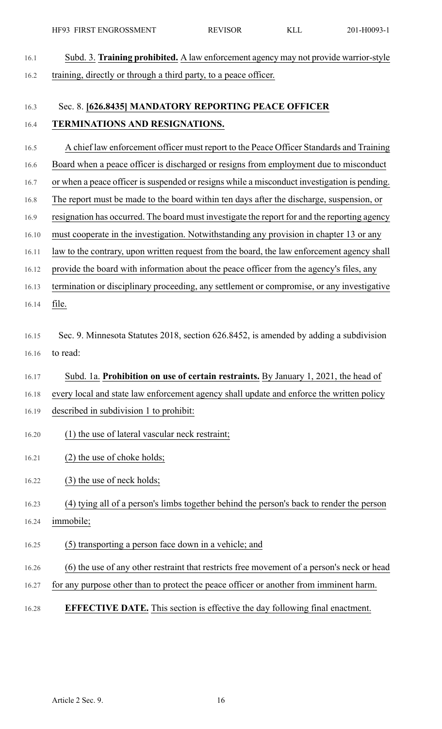Subd. 3. **Training prohibited.** A law enforcement agency may not provide warrior-style training, directly or through a third party, to a peace officer.

### Sec. 8. **[626.8435] MANDATORY REPORTING PEACE OFFICER TERMINATIONS AND RESIGNATIONS.**

A chief law enforcement officer must report to the Peace Officer Standards and Training Board when a peace officer is discharged or resigns from employment due to misconduct or when a peace officer is suspended or resigns while a misconduct investigation is pending. The report must be made to the board within ten days after the discharge, suspension, or resignation has occurred. The board must investigate the report for and the reporting agency must cooperate in the investigation. Notwithstanding any provision in chapter 13 or any law to the contrary, upon written request from the board, the law enforcement agency shall provide the board with information about the peace officer from the agency's files, any termination or disciplinary proceeding, any settlement or compromise, or any investigative file.

Sec. 9. Minnesota Statutes 2018, section 626.8452, is amended by adding a subdivision to read:

Subd. 1a. **Prohibition on use of certain restraints.** By January 1, 2021, the head of every local and state law enforcement agency shall update and enforce the written policy described in subdivision 1 to prohibit:

(1) the use of lateral vascular neck restraint;

(2) the use of choke holds;

(3) the use of neck holds;

(4) tying all of a person's limbs together behind the person's back to render the person immobile;

(5) transporting a person face down in a vehicle; and

(6) the use of any other restraint that restricts free movement of a person's neck or head for any purpose other than to protect the peace officer or another from imminent harm.

**EFFECTIVE DATE.** This section is effective the day following final enactment.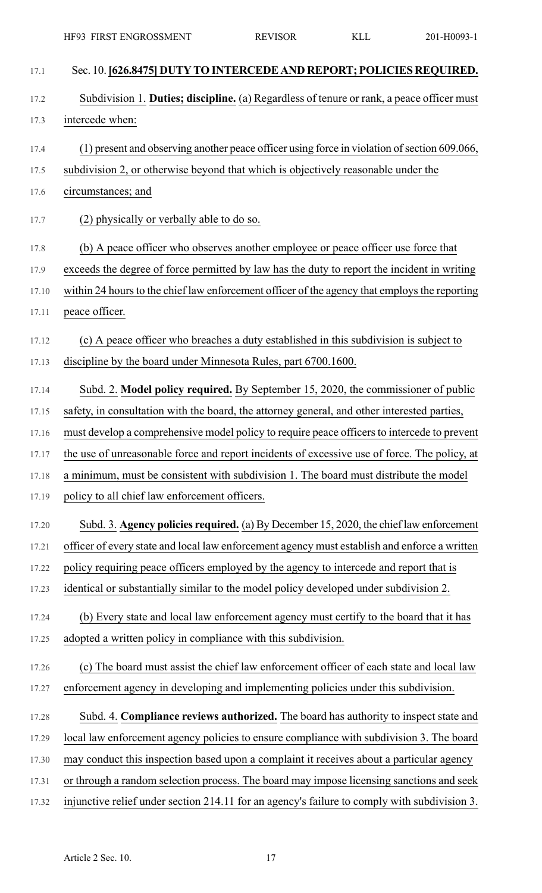Sec. 10. **[626.8475] DUTY TO INTERCEDE AND REPORT; POLICIES REQUIRED.**

Subdivision 1. **Duties; discipline.** (a) Regardless of tenure or rank, a peace officer must intercede when:

(1) present and observing another peace officer using force in violation of section 609.066, subdivision 2, or otherwise beyond that which is objectively reasonable under the circumstances; and

(2) physically or verbally able to do so.

(b) A peace officer who observes another employee or peace officer use force that exceeds the degree of force permitted by law has the duty to report the incident in writing within 24 hours to the chief law enforcement officer of the agency that employs the reporting peace officer.

(c) A peace officer who breaches a duty established in this subdivision is subject to discipline by the board under Minnesota Rules, part 6700.1600.

Subd. 2. **Model policy required.** By September 15, 2020, the commissioner of public safety, in consultation with the board, the attorney general, and other interested parties, must develop a comprehensive model policy to require peace officers to intercede to prevent the use of unreasonable force and report incidents of excessive use of force. The policy, at a minimum, must be consistent with subdivision 1. The board must distribute the model policy to all chief law enforcement officers.

Subd. 3. **Agency policies required.** (a) By December 15, 2020, the chief law enforcement officer of every state and local law enforcement agency must establish and enforce a written policy requiring peace officers employed by the agency to intercede and report that is identical or substantially similar to the model policy developed under subdivision 2.

(b) Every state and local law enforcement agency must certify to the board that it has adopted a written policy in compliance with this subdivision.

(c) The board must assist the chief law enforcement officer of each state and local law enforcement agency in developing and implementing policies under this subdivision.

Subd. 4. **Compliance reviews authorized.** The board has authority to inspect state and local law enforcement agency policies to ensure compliance with subdivision 3. The board may conduct this inspection based upon a complaint it receives about a particular agency or through a random selection process. The board may impose licensing sanctions and seek injunctive relief under section 214.11 for an agency's failure to comply with subdivision 3.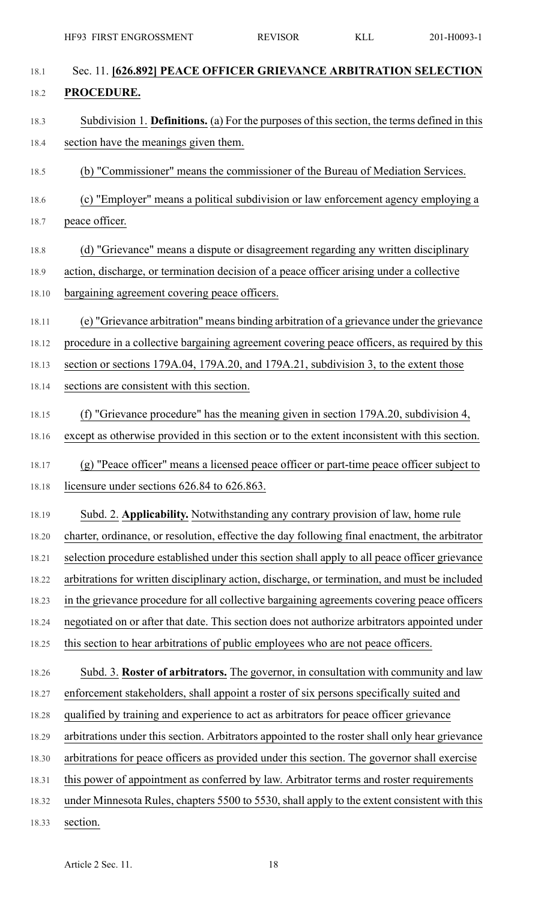## Sec. 11. **[626.892] PEACE OFFICER GRIEVANCE ARBITRATION SELECTION PROCEDURE.**

Subdivision 1. **Definitions.** (a) For the purposes of this section, the terms defined in this section have the meanings given them.

(b) "Commissioner" means the commissioner of the Bureau of Mediation Services.

(c) "Employer" means a political subdivision or law enforcement agency employing a peace officer.

(d) "Grievance" means a dispute or disagreement regarding any written disciplinary action, discharge, or termination decision of a peace officer arising under a collective bargaining agreement covering peace officers.

(e) "Grievance arbitration" means binding arbitration of a grievance under the grievance procedure in a collective bargaining agreement covering peace officers, as required by this section or sections 179A.04, 179A.20, and 179A.21, subdivision 3, to the extent those sections are consistent with this section.

(f) "Grievance procedure" has the meaning given in section 179A.20, subdivision 4, except as otherwise provided in this section or to the extent inconsistent with this section.

(g) "Peace officer" means a licensed peace officer or part-time peace officer subject to licensure under sections 626.84 to 626.863.

Subd. 2. **Applicability.** Notwithstanding any contrary provision of law, home rule charter, ordinance, or resolution, effective the day following final enactment, the arbitrator selection procedure established under this section shall apply to all peace officer grievance arbitrations for written disciplinary action, discharge, or termination, and must be included in the grievance procedure for all collective bargaining agreements covering peace officers negotiated on or after that date. This section does not authorize arbitrators appointed under this section to hear arbitrations of public employees who are not peace officers.

Subd. 3. **Roster of arbitrators.** The governor, in consultation with community and law enforcement stakeholders, shall appoint a roster of six persons specifically suited and qualified by training and experience to act as arbitrators for peace officer grievance arbitrations under this section. Arbitrators appointed to the roster shall only hear grievance arbitrations for peace officers as provided under this section. The governor shall exercise this power of appointment as conferred by law. Arbitrator terms and roster requirements under Minnesota Rules, chapters 5500 to 5530, shall apply to the extent consistent with this section.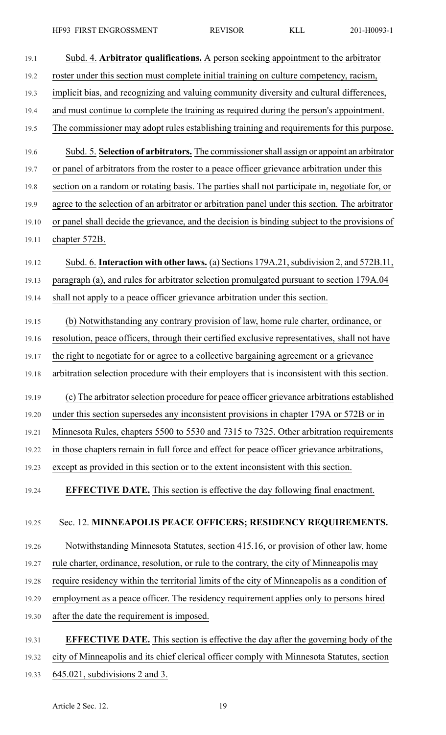Subd. 4. **Arbitrator qualifications.** A person seeking appointment to the arbitrator roster under this section must complete initial training on culture competency, racism, implicit bias, and recognizing and valuing community diversity and cultural differences, and must continue to complete the training as required during the person's appointment. The commissioner may adopt rules establishing training and requirements for this purpose.

Subd. 5. **Selection of arbitrators.** The commissioner shall assign or appoint an arbitrator or panel of arbitrators from the roster to a peace officer grievance arbitration under this section on a random or rotating basis. The parties shall not participate in, negotiate for, or agree to the selection of an arbitrator or arbitration panel under this section. The arbitrator or panel shall decide the grievance, and the decision is binding subject to the provisions of chapter 572B.

Subd. 6. **Interaction with other laws.** (a) Sections 179A.21, subdivision 2, and 572B.11, paragraph (a), and rules for arbitrator selection promulgated pursuant to section 179A.04 shall not apply to a peace officer grievance arbitration under this section.

(b) Notwithstanding any contrary provision of law, home rule charter, ordinance, or resolution, peace officers, through their certified exclusive representatives, shall not have the right to negotiate for or agree to a collective bargaining agreement or a grievance arbitration selection procedure with their employers that is inconsistent with this section.

(c) The arbitrator selection procedure for peace officer grievance arbitrations established under this section supersedes any inconsistent provisions in chapter 179A or 572B or in Minnesota Rules, chapters 5500 to 5530 and 7315 to 7325. Other arbitration requirements in those chapters remain in full force and effect for peace officer grievance arbitrations, except as provided in this section or to the extent inconsistent with this section.

**EFFECTIVE DATE.** This section is effective the day following final enactment.

Sec. 12. **MINNEAPOLIS PEACE OFFICERS; RESIDENCY REQUIREMENTS.**

Notwithstanding Minnesota Statutes, section 415.16, or provision of other law, home rule charter, ordinance, resolution, or rule to the contrary, the city of Minneapolis may require residency within the territorial limits of the city of Minneapolis as a condition of employment as a peace officer. The residency requirement applies only to persons hired after the date the requirement is imposed.

**EFFECTIVE DATE.** This section is effective the day after the governing body of the city of Minneapolis and its chief clerical officer comply with Minnesota Statutes, section 645.021, subdivisions 2 and 3.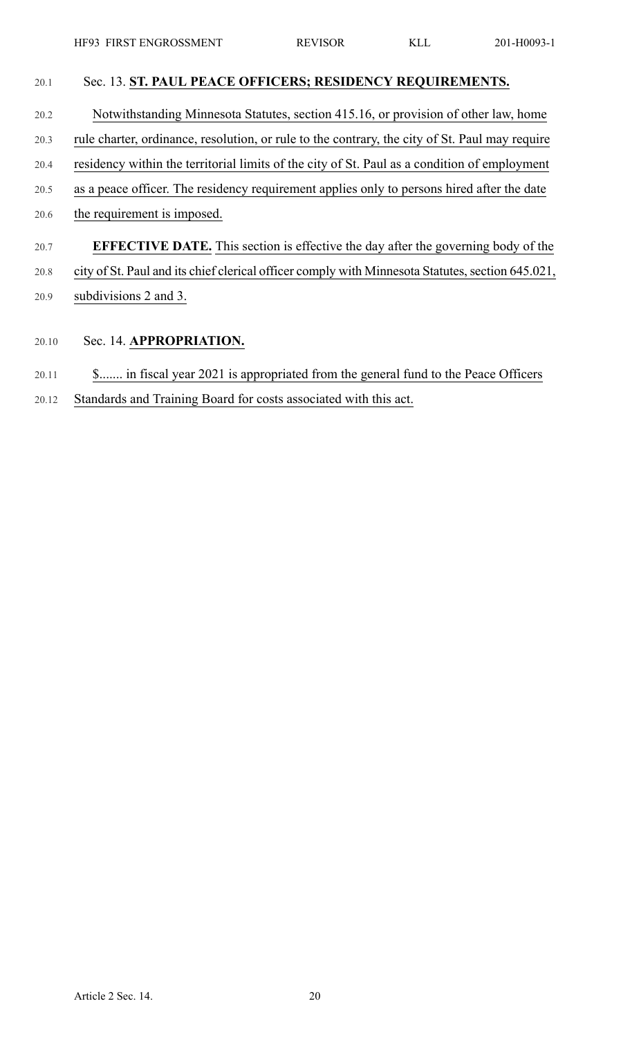Sec. 13. **ST. PAUL PEACE OFFICERS; RESIDENCY REQUIREMENTS.**

Notwithstanding Minnesota Statutes, section 415.16, or provision of other law, home rule charter, ordinance, resolution, or rule to the contrary, the city of St. Paul may require residency within the territorial limits of the city of St. Paul as a condition of employment as a peace officer. The residency requirement applies only to persons hired after the date the requirement is imposed.

**EFFECTIVE DATE.** This section is effective the day after the governing body of the city of St. Paul and its chief clerical officer comply with Minnesota Statutes, section 645.021, subdivisions 2 and 3.

Sec. 14. **APPROPRIATION.**

$....... in fiscal year 2021 is appropriated from the general fund to the Peace Officers Standards and Training Board for costs associated with this act.